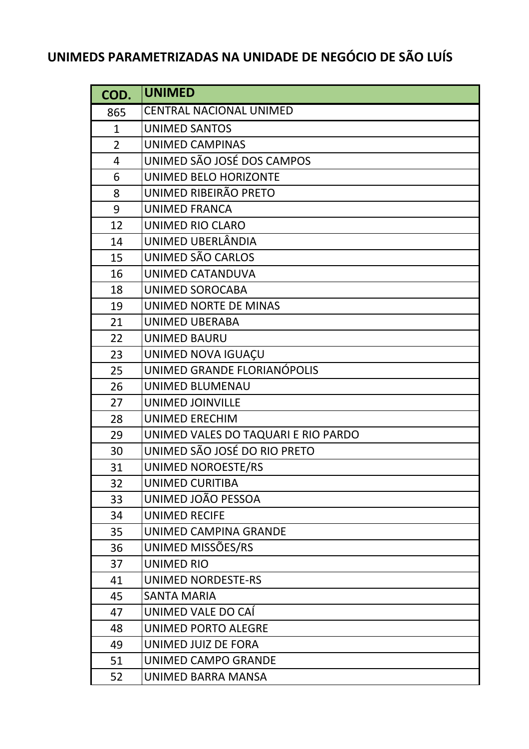# UNIMEDS PARAMETRIZADAS NA UNIDADE DE NEGÓCIO DE SÃO LUÍS

| COD. | UNIMED |
|---|---|
| 865 | CENTRAL NACIONAL UNIMED |
| 1 | UNIMED SANTOS |
| 2 | UNIMED CAMPINAS |
| 4 | UNIMED SÃO JOSÉ DOS CAMPOS |
| 6 | UNIMED BELO HORIZONTE |
| 8 | UNIMED RIBEIRÃO PRETO |
| 9 | UNIMED FRANCA |
| 12 | UNIMED RIO CLARO |
| 14 | UNIMED UBERLÂNDIA |
| 15 | UNIMED SÃO CARLOS |
| 16 | UNIMED CATANDUVA |
| 18 | UNIMED SOROCABA |
| 19 | UNIMED NORTE DE MINAS |
| 21 | UNIMED UBERABA |
| 22 | UNIMED BAURU |
| 23 | UNIMED NOVA IGUAÇU |
| 25 | UNIMED GRANDE FLORIANÓPOLIS |
| 26 | UNIMED BLUMENAU |
| 27 | UNIMED JOINVILLE |
| 28 | UNIMED ERECHIM |
| 29 | UNIMED VALES DO TAQUARI E RIO PARDO |
| 30 | UNIMED SÃO JOSÉ DO RIO PRETO |
| 31 | UNIMED NOROESTE/RS |
| 32 | UNIMED CURITIBA |
| 33 | UNIMED JOÃO PESSOA |
| 34 | UNIMED RECIFE |
| 35 | UNIMED CAMPINA GRANDE |
| 36 | UNIMED MISSÕES/RS |
| 37 | UNIMED RIO |
| 41 | UNIMED NORDESTE-RS |
| 45 | SANTA MARIA |
| 47 | UNIMED VALE DO CAÍ |
| 48 | UNIMED PORTO ALEGRE |
| 49 | UNIMED JUIZ DE FORA |
| 51 | UNIMED CAMPO GRANDE |
| 52 | UNIMED BARRA MANSA |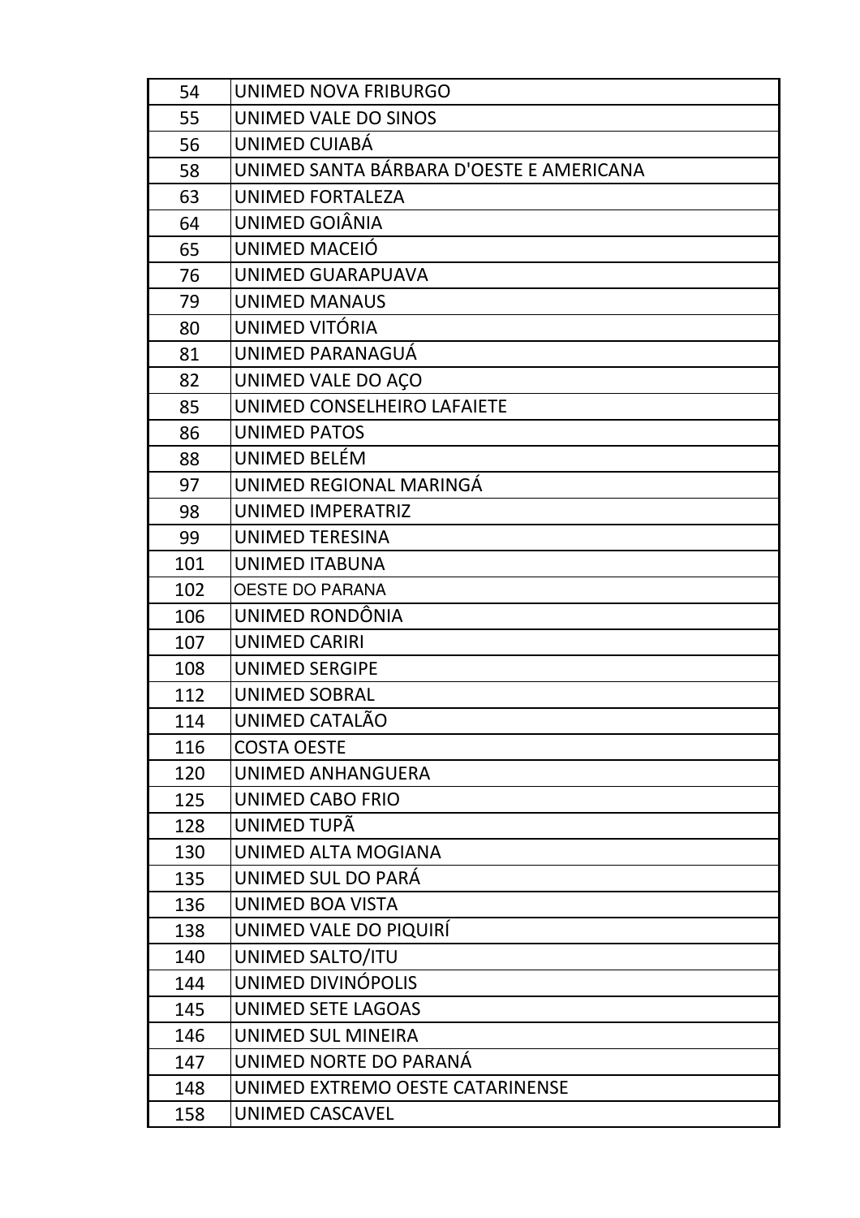| 54 | UNIMED NOVA FRIBURGO |
|---|---|
| 55 | UNIMED VALE DO SINOS |
| 56 | UNIMED CUIABÁ |
| 58 | UNIMED SANTA BÁRBARA D'OESTE E AMERICANA |
| 63 | UNIMED FORTALEZA |
| 64 | UNIMED GOIÂNIA |
| 65 | UNIMED MACEIÓ |
| 76 | UNIMED GUARAPUAVA |
| 79 | UNIMED MANAUS |
| 80 | UNIMED VITÓRIA |
| 81 | UNIMED PARANAGUÁ |
| 82 | UNIMED VALE DO AÇO |
| 85 | UNIMED CONSELHEIRO LAFAIETE |
| 86 | UNIMED PATOS |
| 88 | UNIMED BELÉM |
| 97 | UNIMED REGIONAL MARINGÁ |
| 98 | UNIMED IMPERATRIZ |
| 99 | UNIMED TERESINA |
| 101 | UNIMED ITABUNA |
| 102 | OESTE DO PARANA |
| 106 | UNIMED RONDÔNIA |
| 107 | UNIMED CARIRI |
| 108 | UNIMED SERGIPE |
| 112 | UNIMED SOBRAL |
| 114 | UNIMED CATALÃO |
| 116 | COSTA OESTE |
| 120 | UNIMED ANHANGUERA |
| 125 | UNIMED CABO FRIO |
| 128 | UNIMED TUPÃ |
| 130 | UNIMED ALTA MOGIANA |
| 135 | UNIMED SUL DO PARÁ |
| 136 | UNIMED BOA VISTA |
| 138 | UNIMED VALE DO PIQUIRÍ |
| 140 | UNIMED SALTO/ITU |
| 144 | UNIMED DIVINÓPOLIS |
| 145 | UNIMED SETE LAGOAS |
| 146 | UNIMED SUL MINEIRA |
| 147 | UNIMED NORTE DO PARANÁ |
| 148 | UNIMED EXTREMO OESTE CATARINENSE |
| 158 | UNIMED CASCAVEL |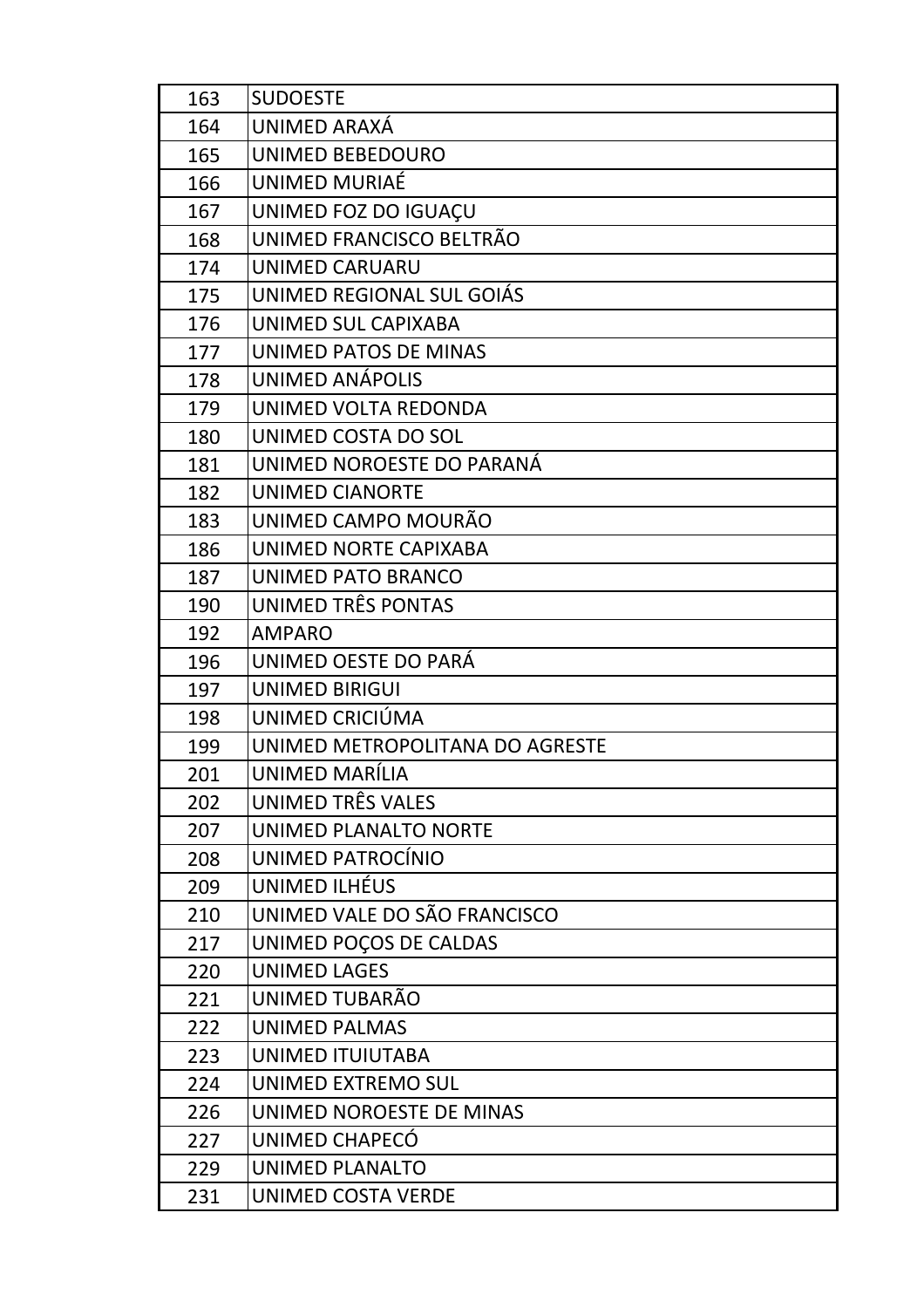| 163 | SUDOESTE |
|---|---|
| 164 | UNIMED ARAXÁ |
| 165 | UNIMED BEBEDOURO |
| 166 | UNIMED MURIAÉ |
| 167 | UNIMED FOZ DO IGUAÇU |
| 168 | UNIMED FRANCISCO BELTRÃO |
| 174 | UNIMED CARUARU |
| 175 | UNIMED REGIONAL SUL GOIÁS |
| 176 | UNIMED SUL CAPIXABA |
| 177 | UNIMED PATOS DE MINAS |
| 178 | UNIMED ANÁPOLIS |
| 179 | UNIMED VOLTA REDONDA |
| 180 | UNIMED COSTA DO SOL |
| 181 | UNIMED NOROESTE DO PARANÁ |
| 182 | UNIMED CIANORTE |
| 183 | UNIMED CAMPO MOURÃO |
| 186 | UNIMED NORTE CAPIXABA |
| 187 | UNIMED PATO BRANCO |
| 190 | UNIMED TRÊS PONTAS |
| 192 | AMPARO |
| 196 | UNIMED OESTE DO PARÁ |
| 197 | UNIMED BIRIGUI |
| 198 | UNIMED CRICIÚMA |
| 199 | UNIMED METROPOLITANA DO AGRESTE |
| 201 | UNIMED MARÍLIA |
| 202 | UNIMED TRÊS VALES |
| 207 | UNIMED PLANALTO NORTE |
| 208 | UNIMED PATROCÍNIO |
| 209 | UNIMED ILHÉUS |
| 210 | UNIMED VALE DO SÃO FRANCISCO |
| 217 | UNIMED POÇOS DE CALDAS |
| 220 | UNIMED LAGES |
| 221 | UNIMED TUBARÃO |
| 222 | UNIMED PALMAS |
| 223 | UNIMED ITUIUTABA |
| 224 | UNIMED EXTREMO SUL |
| 226 | UNIMED NOROESTE DE MINAS |
| 227 | UNIMED CHAPECÓ |
| 229 | UNIMED PLANALTO |
| 231 | UNIMED COSTA VERDE |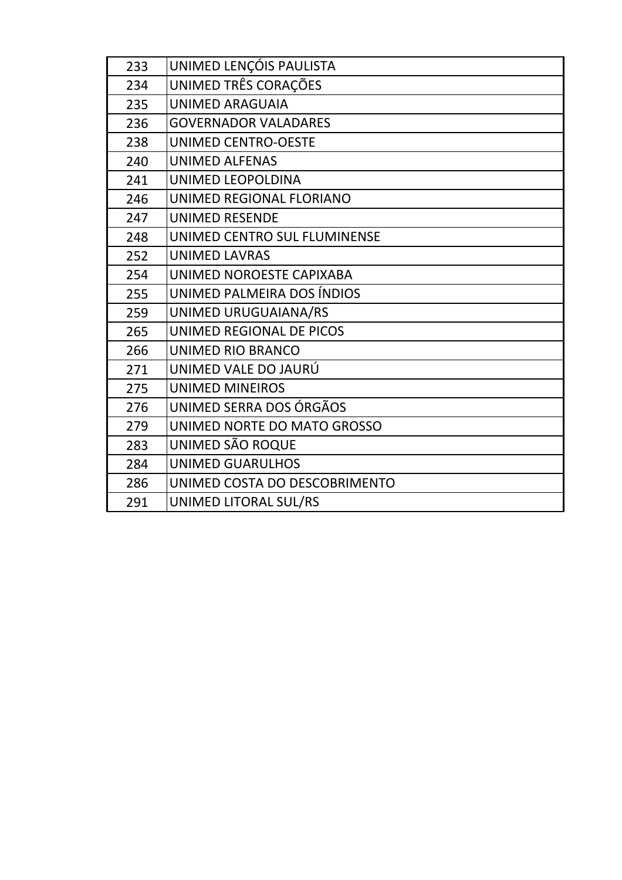| | |
|---|---|
| 233 | UNIMED LENÇÓIS PAULISTA |
| 234 | UNIMED TRÊS CORAÇÕES |
| 235 | UNIMED ARAGUAIA |
| 236 | GOVERNADOR VALADARES |
| 238 | UNIMED CENTRO-OESTE |
| 240 | UNIMED ALFENAS |
| 241 | UNIMED LEOPOLDINA |
| 246 | UNIMED REGIONAL FLORIANO |
| 247 | UNIMED RESENDE |
| 248 | UNIMED CENTRO SUL FLUMINENSE |
| 252 | UNIMED LAVRAS |
| 254 | UNIMED NOROESTE CAPIXABA |
| 255 | UNIMED PALMEIRA DOS ÍNDIOS |
| 259 | UNIMED URUGUAIANA/RS |
| 265 | UNIMED REGIONAL DE PICOS |
| 266 | UNIMED RIO BRANCO |
| 271 | UNIMED VALE DO JAURÚ |
| 275 | UNIMED MINEIROS |
| 276 | UNIMED SERRA DOS ÓRGÃOS |
| 279 | UNIMED NORTE DO MATO GROSSO |
| 283 | UNIMED SÃO ROQUE |
| 284 | UNIMED GUARULHOS |
| 286 | UNIMED COSTA DO DESCOBRIMENTO |
| 291 | UNIMED LITORAL SUL/RS |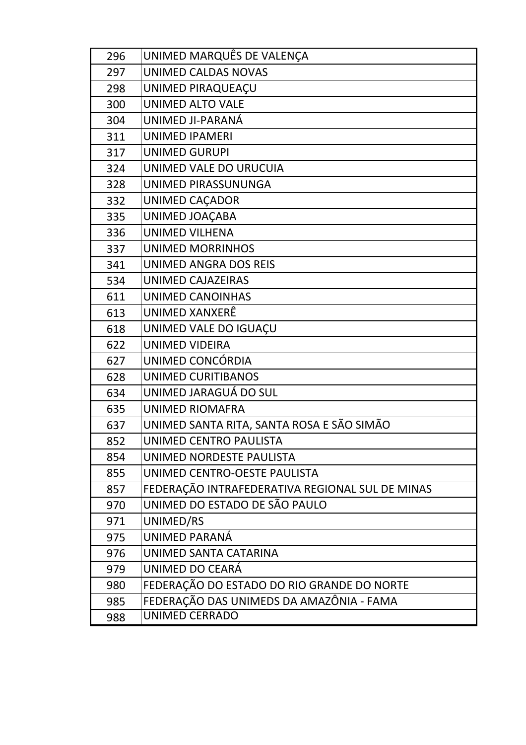| | |
|---|---|
| 296 | UNIMED MARQUÊS DE VALENÇA |
| 297 | UNIMED CALDAS NOVAS |
| 298 | UNIMED PIRAQUEAÇU |
| 300 | UNIMED ALTO VALE |
| 304 | UNIMED JI-PARANÁ |
| 311 | UNIMED IPAMERI |
| 317 | UNIMED GURUPI |
| 324 | UNIMED VALE DO URUCUIA |
| 328 | UNIMED PIRASSUNUNGA |
| 332 | UNIMED CAÇADOR |
| 335 | UNIMED JOAÇABA |
| 336 | UNIMED VILHENA |
| 337 | UNIMED MORRINHOS |
| 341 | UNIMED ANGRA DOS REIS |
| 534 | UNIMED CAJAZEIRAS |
| 611 | UNIMED CANOINHAS |
| 613 | UNIMED XANXERÊ |
| 618 | UNIMED VALE DO IGUAÇU |
| 622 | UNIMED VIDEIRA |
| 627 | UNIMED CONCÓRDIA |
| 628 | UNIMED CURITIBANOS |
| 634 | UNIMED JARAGUÁ DO SUL |
| 635 | UNIMED RIOMAFRA |
| 637 | UNIMED SANTA RITA, SANTA ROSA E SÃO SIMÃO |
| 852 | UNIMED CENTRO PAULISTA |
| 854 | UNIMED NORDESTE PAULISTA |
| 855 | UNIMED CENTRO-OESTE PAULISTA |
| 857 | FEDERAÇÃO INTRAFEDERATIVA REGIONAL SUL DE MINAS |
| 970 | UNIMED DO ESTADO DE SÃO PAULO |
| 971 | UNIMED/RS |
| 975 | UNIMED PARANÁ |
| 976 | UNIMED SANTA CATARINA |
| 979 | UNIMED DO CEARÁ |
| 980 | FEDERAÇÃO DO ESTADO DO RIO GRANDE DO NORTE |
| 985 | FEDERAÇÃO DAS UNIMEDS DA AMAZÔNIA - FAMA |
| 988 | UNIMED CERRADO |